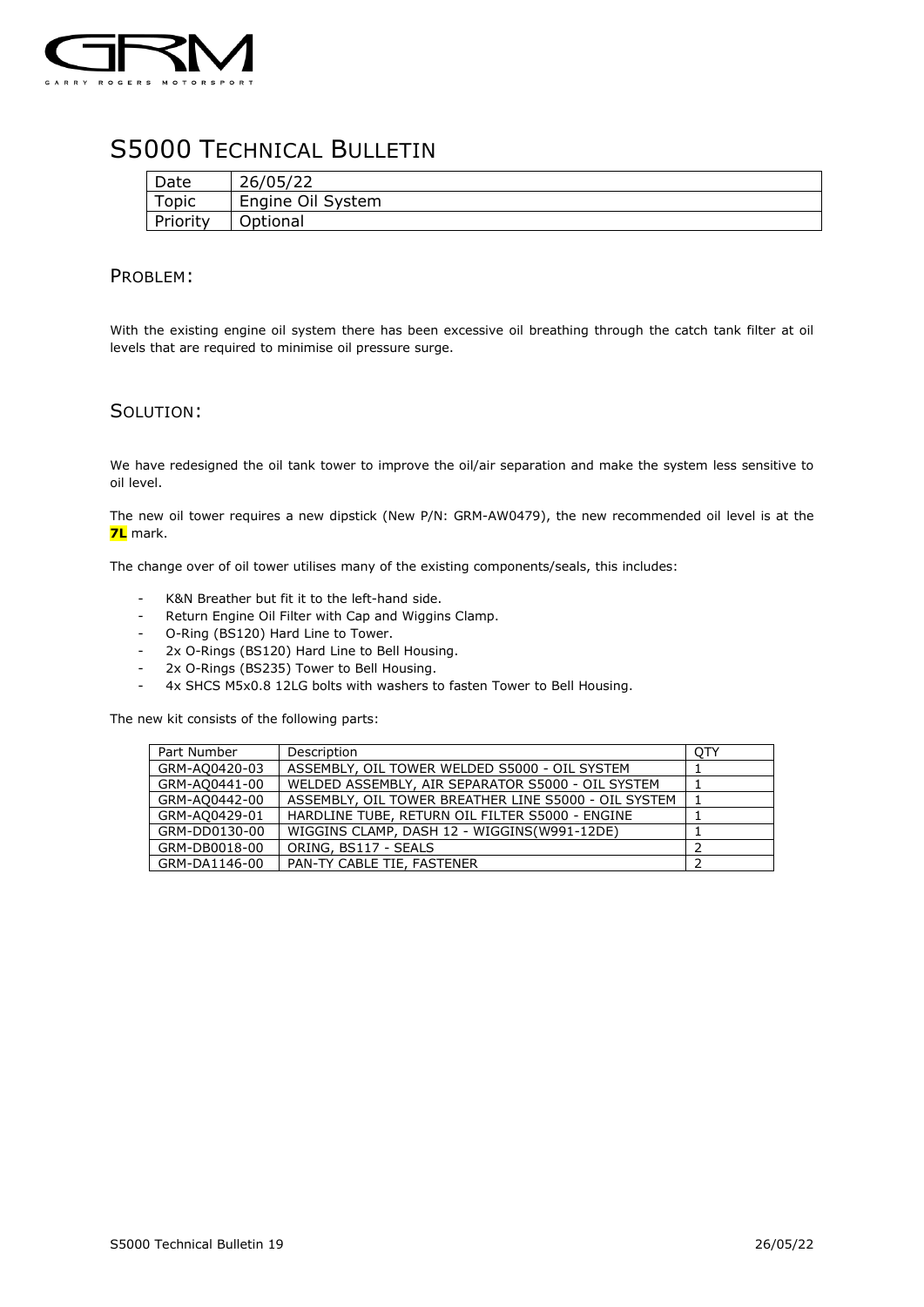# S5000 TECHNICAL BULLETIN

| Date | 26/05/22 |
|---|---|
| Topic | Engine Oil System |
| Priority | Optional |

## PROBLEM:

With the existing engine oil system there has been excessive oil breathing through the catch tank filter at oil levels that are required to minimise oil pressure surge.

## SOLUTION:

We have redesigned the oil tank tower to improve the oil/air separation and make the system less sensitive to oil level.

The new oil tower requires a new dipstick (New P/N: GRM-AW0479), the new recommended oil level is at the **7L** mark.

The change over of oil tower utilises many of the existing components/seals, this includes:

- K&N Breather but fit it to the left-hand side.
- Return Engine Oil Filter with Cap and Wiggins Clamp.
- O-Ring (BS120) Hard Line to Tower.
- 2x O-Rings (BS120) Hard Line to Bell Housing.
- 2x O-Rings (BS235) Tower to Bell Housing.
- 4x SHCS M5x0.8 12LG bolts with washers to fasten Tower to Bell Housing.

The new kit consists of the following parts:

| Part Number | Description | QTY |
|---|---|---|
| GRM-AQ0420-03 | ASSEMBLY, OIL TOWER WELDED S5000 - OIL SYSTEM | 1 |
| GRM-AQ0441-00 | WELDED ASSEMBLY, AIR SEPARATOR S5000 - OIL SYSTEM | 1 |
| GRM-AQ0442-00 | ASSEMBLY, OIL TOWER BREATHER LINE S5000 - OIL SYSTEM | 1 |
| GRM-AQ0429-01 | HARDLINE TUBE, RETURN OIL FILTER S5000 - ENGINE | 1 |
| GRM-DD0130-00 | WIGGINS CLAMP, DASH 12 - WIGGINS(W991-12DE) | 1 |
| GRM-DB0018-00 | ORING, BS117 - SEALS | 2 |
| GRM-DA1146-00 | PAN-TY CABLE TIE, FASTENER | 2 |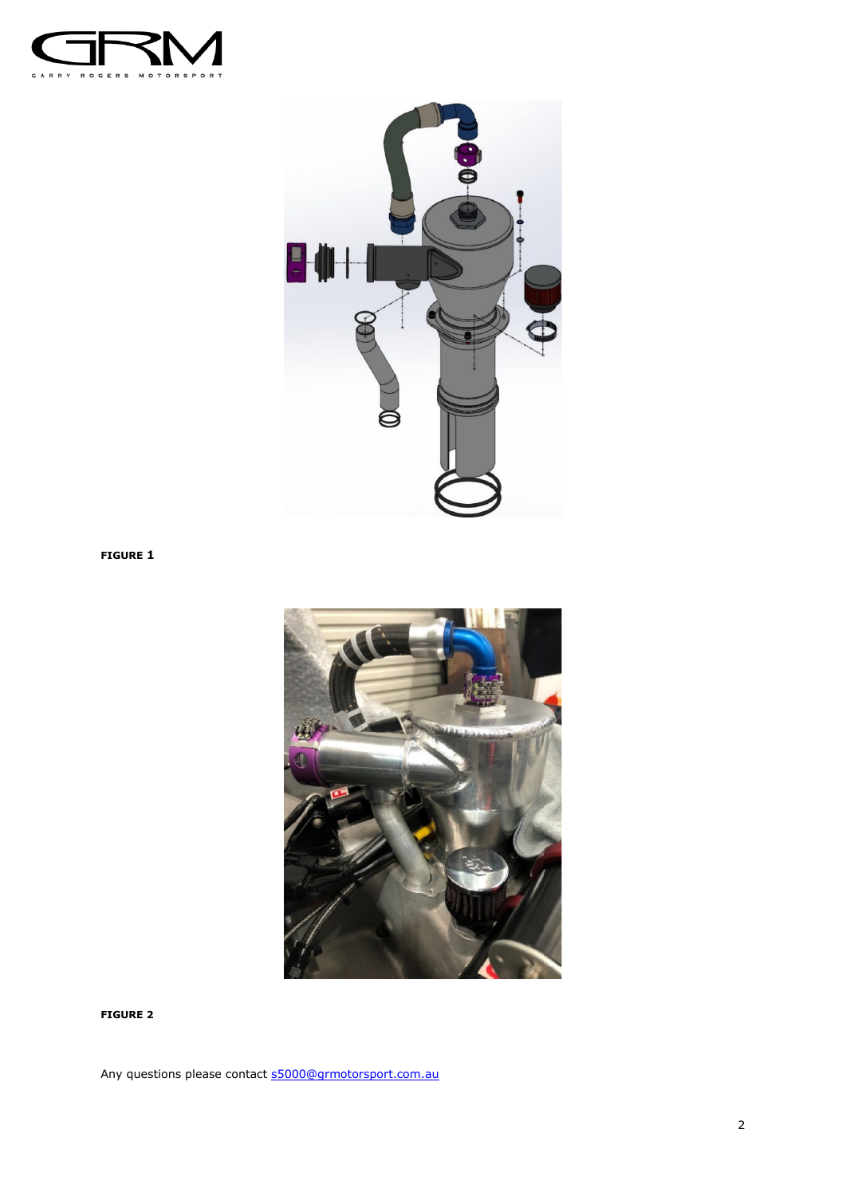**FIGURE 1**

**FIGURE 2**

Any questions please contact [s5000@grmotorsport.com.au](mailto:s5000@grmotorsport.com.au)